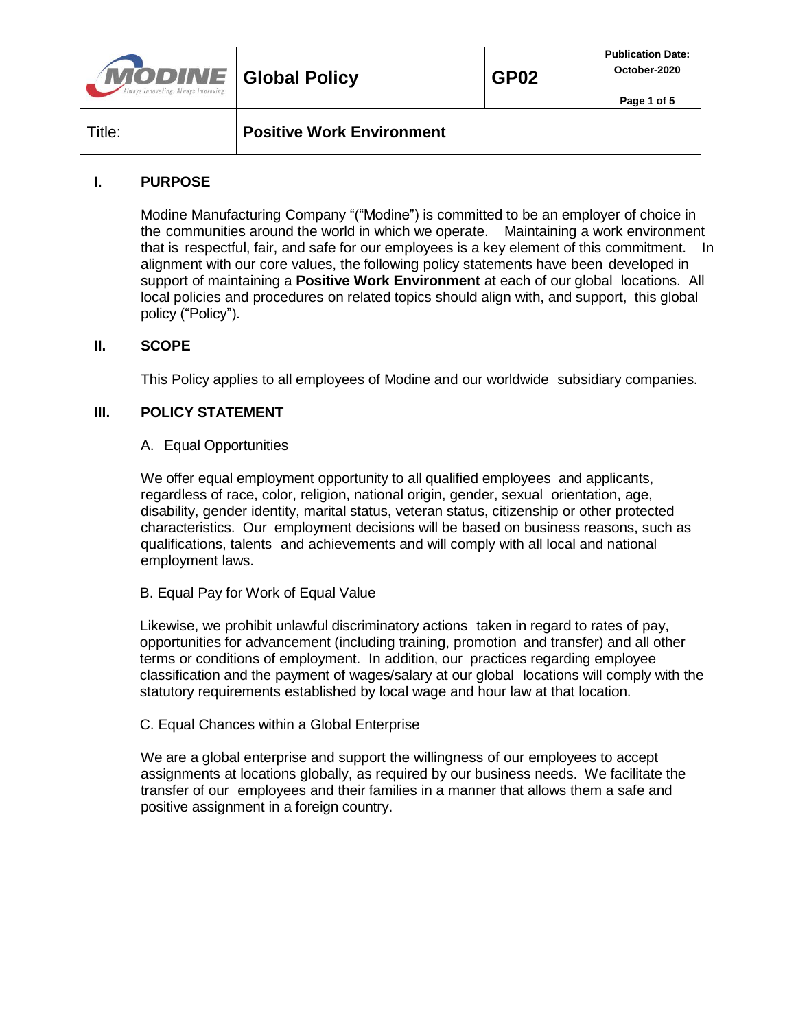| MODINE *Always Innovating. Always Improving.* | Global Policy | GP02 | Publication Date: October-2020 |
|---|---|---|---|
| Title: | **Positive Work Environment** | | |

## I. PURPOSE

Modine Manufacturing Company "("Modine") is committed to be an employer of choice in the communities around the world in which we operate. Maintaining a work environment that is respectful, fair, and safe for our employees is a key element of this commitment. In alignment with our core values, the following policy statements have been developed in support of maintaining a **Positive Work Environment** at each of our global locations. All local policies and procedures on related topics should align with, and support, this global policy ("Policy").

## II. SCOPE

This Policy applies to all employees of Modine and our worldwide subsidiary companies.

## III. POLICY STATEMENT

### A. Equal Opportunities

We offer equal employment opportunity to all qualified employees and applicants, regardless of race, color, religion, national origin, gender, sexual orientation, age, disability, gender identity, marital status, veteran status, citizenship or other protected characteristics. Our employment decisions will be based on business reasons, such as qualifications, talents and achievements and will comply with all local and national employment laws.

### B. Equal Pay for Work of Equal Value

Likewise, we prohibit unlawful discriminatory actions taken in regard to rates of pay, opportunities for advancement (including training, promotion and transfer) and all other terms or conditions of employment. In addition, our practices regarding employee classification and the payment of wages/salary at our global locations will comply with the statutory requirements established by local wage and hour law at that location.

### C. Equal Chances within a Global Enterprise

We are a global enterprise and support the willingness of our employees to accept assignments at locations globally, as required by our business needs. We facilitate the transfer of our employees and their families in a manner that allows them a safe and positive assignment in a foreign country.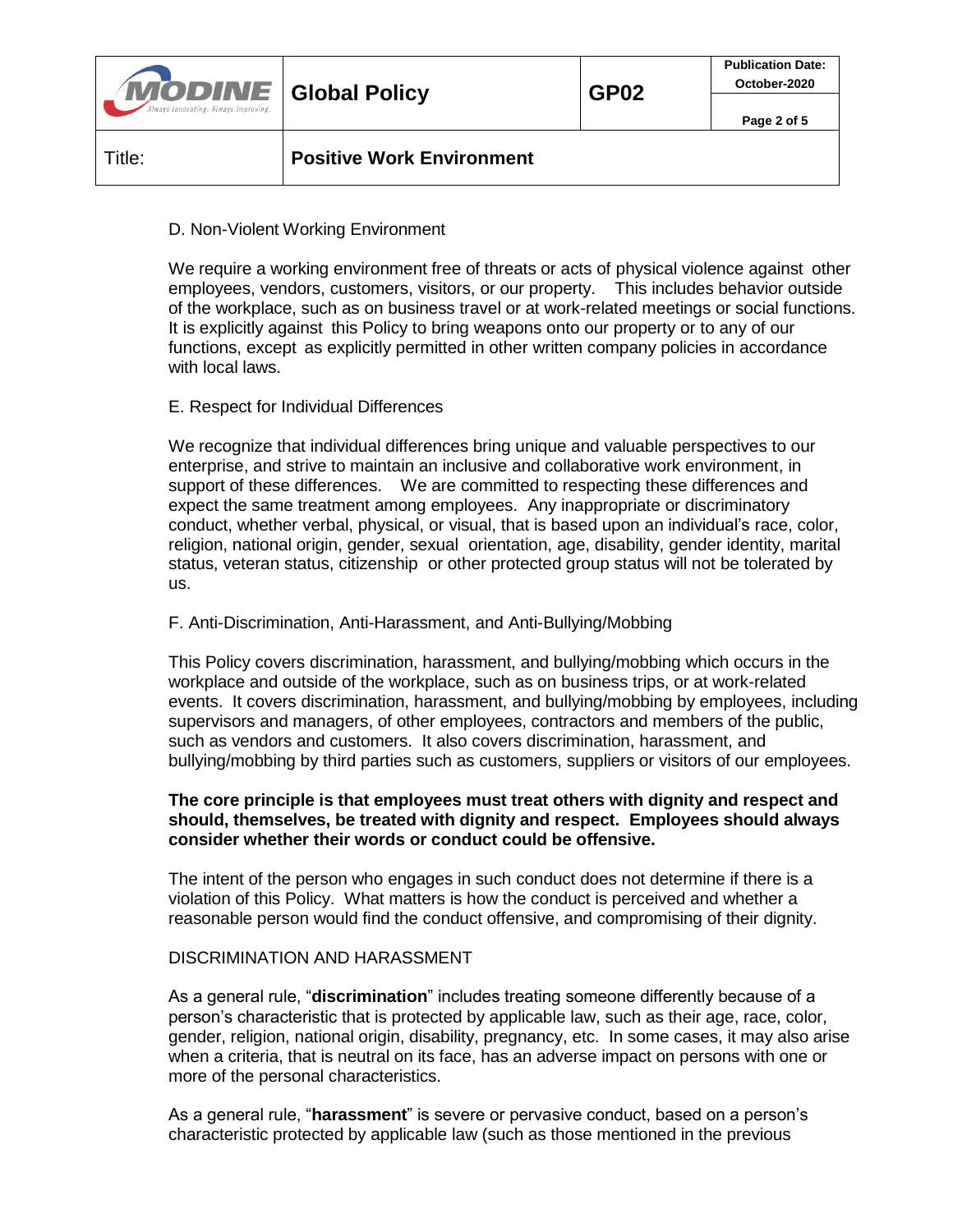D. Non-Violent Working Environment

We require a working environment free of threats or acts of physical violence against other employees, vendors, customers, visitors, or our property. This includes behavior outside of the workplace, such as on business travel or at work-related meetings or social functions. It is explicitly against this Policy to bring weapons onto our property or to any of our functions, except as explicitly permitted in other written company policies in accordance with local laws.

E. Respect for Individual Differences

We recognize that individual differences bring unique and valuable perspectives to our enterprise, and strive to maintain an inclusive and collaborative work environment, in support of these differences. We are committed to respecting these differences and expect the same treatment among employees. Any inappropriate or discriminatory conduct, whether verbal, physical, or visual, that is based upon an individual's race, color, religion, national origin, gender, sexual orientation, age, disability, gender identity, marital status, veteran status, citizenship or other protected group status will not be tolerated by us.

F. Anti-Discrimination, Anti-Harassment, and Anti-Bullying/Mobbing

This Policy covers discrimination, harassment, and bullying/mobbing which occurs in the workplace and outside of the workplace, such as on business trips, or at work-related events. It covers discrimination, harassment, and bullying/mobbing by employees, including supervisors and managers, of other employees, contractors and members of the public, such as vendors and customers. It also covers discrimination, harassment, and bullying/mobbing by third parties such as customers, suppliers or visitors of our employees.

**The core principle is that employees must treat others with dignity and respect and should, themselves, be treated with dignity and respect. Employees should always consider whether their words or conduct could be offensive.**

The intent of the person who engages in such conduct does not determine if there is a violation of this Policy. What matters is how the conduct is perceived and whether a reasonable person would find the conduct offensive, and compromising of their dignity.

DISCRIMINATION AND HARASSMENT

As a general rule, "**discrimination**" includes treating someone differently because of a person's characteristic that is protected by applicable law, such as their age, race, color, gender, religion, national origin, disability, pregnancy, etc. In some cases, it may also arise when a criteria, that is neutral on its face, has an adverse impact on persons with one or more of the personal characteristics.

As a general rule, "**harassment**" is severe or pervasive conduct, based on a person's characteristic protected by applicable law (such as those mentioned in the previous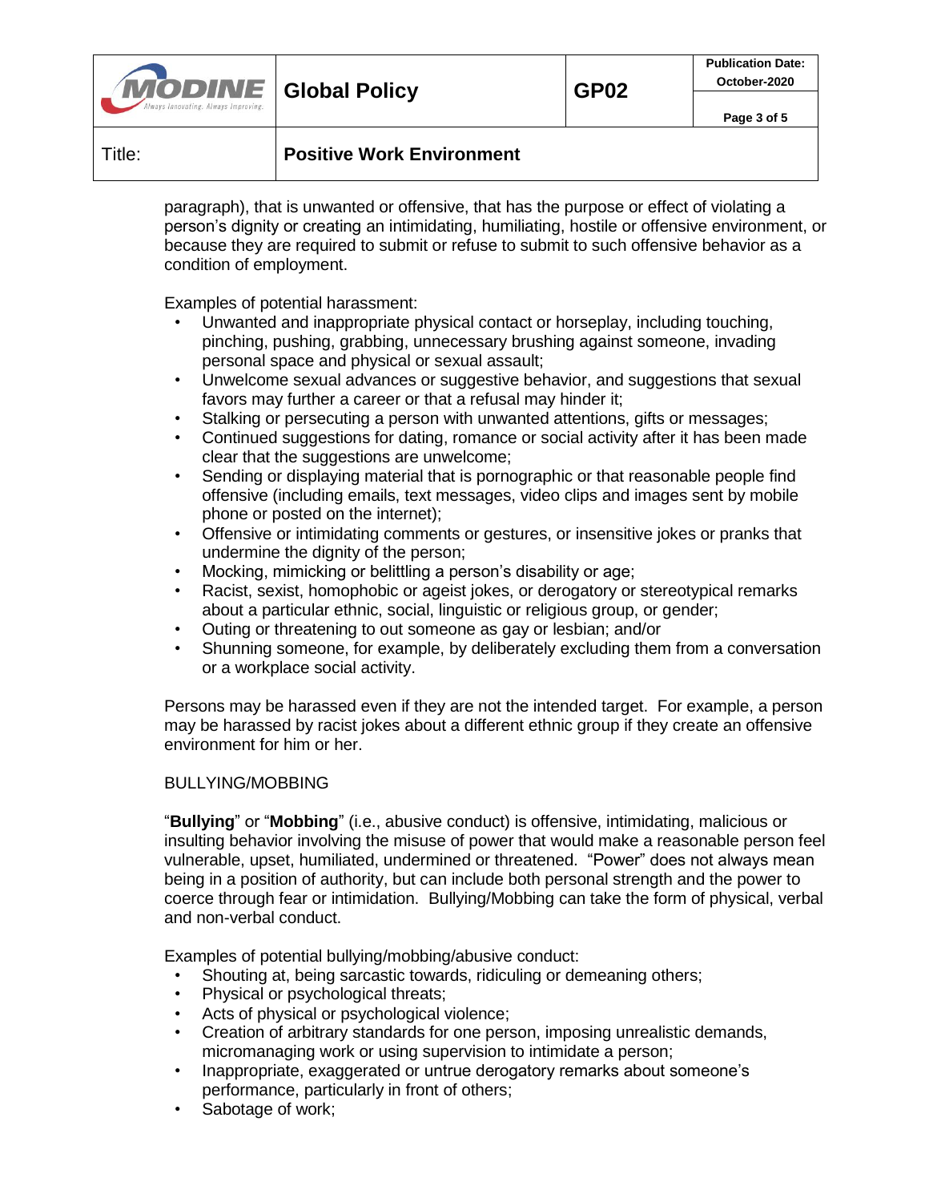paragraph), that is unwanted or offensive, that has the purpose or effect of violating a person's dignity or creating an intimidating, humiliating, hostile or offensive environment, or because they are required to submit or refuse to submit to such offensive behavior as a condition of employment.

Examples of potential harassment:

- Unwanted and inappropriate physical contact or horseplay, including touching, pinching, pushing, grabbing, unnecessary brushing against someone, invading personal space and physical or sexual assault;
- Unwelcome sexual advances or suggestive behavior, and suggestions that sexual favors may further a career or that a refusal may hinder it;
- Stalking or persecuting a person with unwanted attentions, gifts or messages;
- Continued suggestions for dating, romance or social activity after it has been made clear that the suggestions are unwelcome;
- Sending or displaying material that is pornographic or that reasonable people find offensive (including emails, text messages, video clips and images sent by mobile phone or posted on the internet);
- Offensive or intimidating comments or gestures, or insensitive jokes or pranks that undermine the dignity of the person;
- Mocking, mimicking or belittling a person's disability or age;
- Racist, sexist, homophobic or ageist jokes, or derogatory or stereotypical remarks about a particular ethnic, social, linguistic or religious group, or gender;
- Outing or threatening to out someone as gay or lesbian; and/or
- Shunning someone, for example, by deliberately excluding them from a conversation or a workplace social activity.

Persons may be harassed even if they are not the intended target. For example, a person may be harassed by racist jokes about a different ethnic group if they create an offensive environment for him or her.

BULLYING/MOBBING

"**Bullying**" or "**Mobbing**" (i.e., abusive conduct) is offensive, intimidating, malicious or insulting behavior involving the misuse of power that would make a reasonable person feel vulnerable, upset, humiliated, undermined or threatened. "Power" does not always mean being in a position of authority, but can include both personal strength and the power to coerce through fear or intimidation. Bullying/Mobbing can take the form of physical, verbal and non-verbal conduct.

Examples of potential bullying/mobbing/abusive conduct:

- Shouting at, being sarcastic towards, ridiculing or demeaning others;
- Physical or psychological threats;
- Acts of physical or psychological violence;
- Creation of arbitrary standards for one person, imposing unrealistic demands, micromanaging work or using supervision to intimidate a person;
- Inappropriate, exaggerated or untrue derogatory remarks about someone's performance, particularly in front of others;
- Sabotage of work;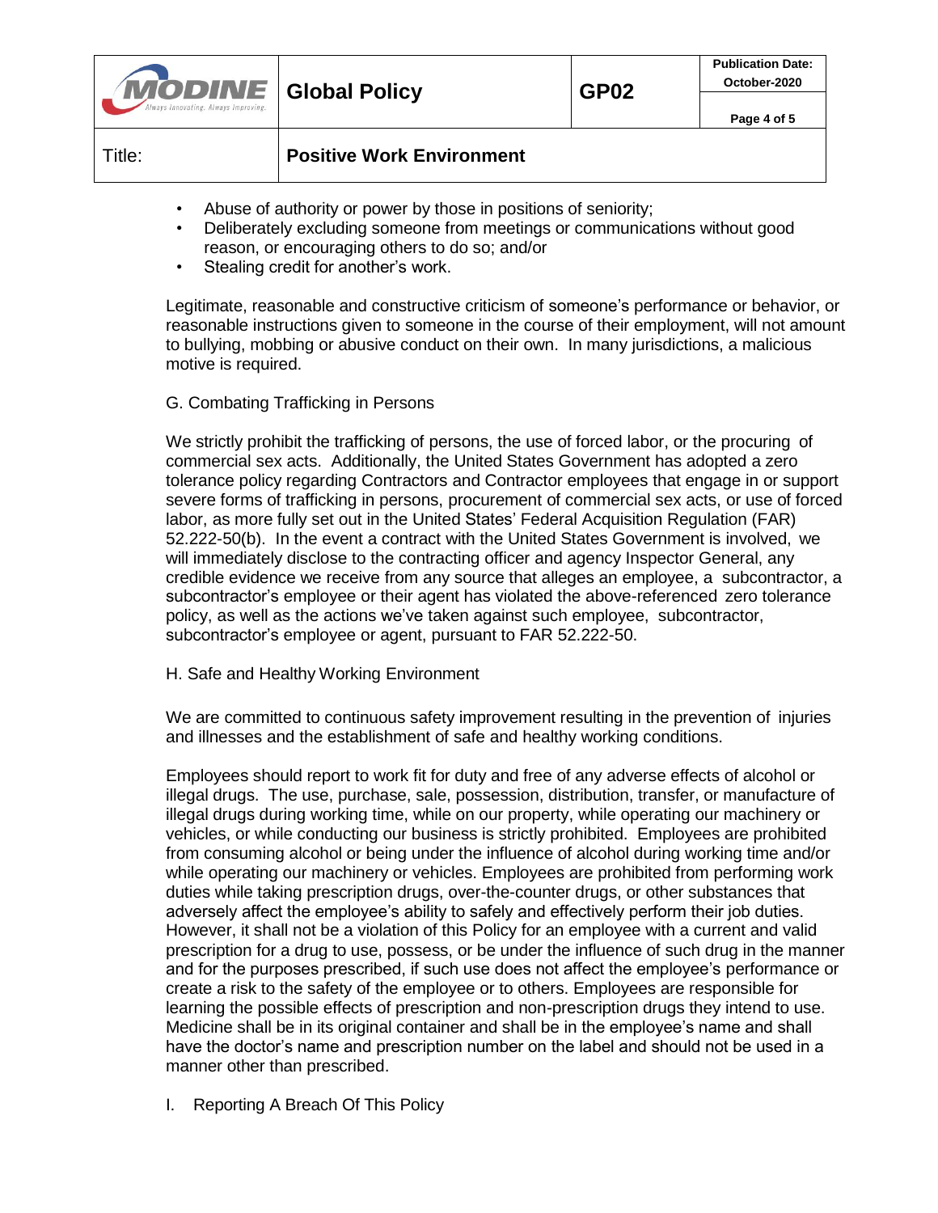- Abuse of authority or power by those in positions of seniority;
- Deliberately excluding someone from meetings or communications without good reason, or encouraging others to do so; and/or
- Stealing credit for another's work.

Legitimate, reasonable and constructive criticism of someone's performance or behavior, or reasonable instructions given to someone in the course of their employment, will not amount to bullying, mobbing or abusive conduct on their own. In many jurisdictions, a malicious motive is required.

G. Combating Trafficking in Persons

We strictly prohibit the trafficking of persons, the use of forced labor, or the procuring of commercial sex acts. Additionally, the United States Government has adopted a zero tolerance policy regarding Contractors and Contractor employees that engage in or support severe forms of trafficking in persons, procurement of commercial sex acts, or use of forced labor, as more fully set out in the United States' Federal Acquisition Regulation (FAR) 52.222-50(b). In the event a contract with the United States Government is involved, we will immediately disclose to the contracting officer and agency Inspector General, any credible evidence we receive from any source that alleges an employee, a subcontractor, a subcontractor's employee or their agent has violated the above-referenced zero tolerance policy, as well as the actions we've taken against such employee, subcontractor, subcontractor's employee or agent, pursuant to FAR 52.222-50.

H. Safe and Healthy Working Environment

We are committed to continuous safety improvement resulting in the prevention of injuries and illnesses and the establishment of safe and healthy working conditions.

Employees should report to work fit for duty and free of any adverse effects of alcohol or illegal drugs. The use, purchase, sale, possession, distribution, transfer, or manufacture of illegal drugs during working time, while on our property, while operating our machinery or vehicles, or while conducting our business is strictly prohibited. Employees are prohibited from consuming alcohol or being under the influence of alcohol during working time and/or while operating our machinery or vehicles. Employees are prohibited from performing work duties while taking prescription drugs, over-the-counter drugs, or other substances that adversely affect the employee's ability to safely and effectively perform their job duties. However, it shall not be a violation of this Policy for an employee with a current and valid prescription for a drug to use, possess, or be under the influence of such drug in the manner and for the purposes prescribed, if such use does not affect the employee's performance or create a risk to the safety of the employee or to others. Employees are responsible for learning the possible effects of prescription and non-prescription drugs they intend to use. Medicine shall be in its original container and shall be in the employee's name and shall have the doctor's name and prescription number on the label and should not be used in a manner other than prescribed.

I. Reporting A Breach Of This Policy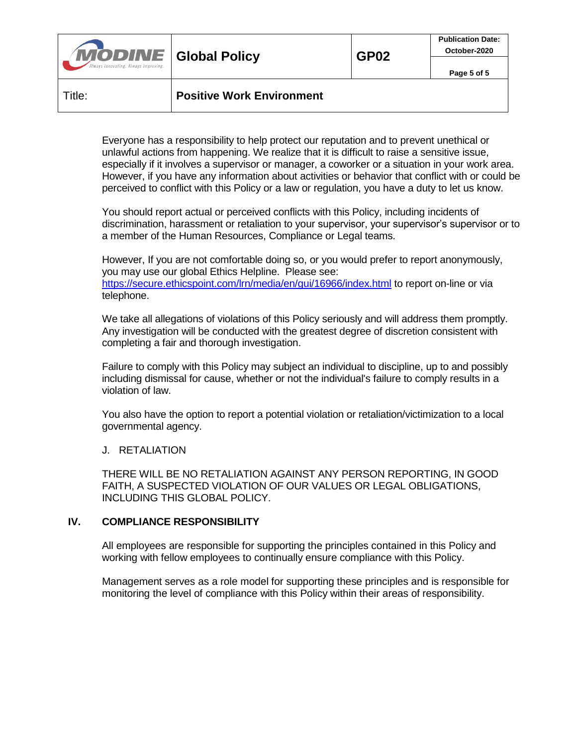Everyone has a responsibility to help protect our reputation and to prevent unethical or unlawful actions from happening. We realize that it is difficult to raise a sensitive issue, especially if it involves a supervisor or manager, a coworker or a situation in your work area. However, if you have any information about activities or behavior that conflict with or could be perceived to conflict with this Policy or a law or regulation, you have a duty to let us know.

You should report actual or perceived conflicts with this Policy, including incidents of discrimination, harassment or retaliation to your supervisor, your supervisor's supervisor or to a member of the Human Resources, Compliance or Legal teams.

However, If you are not comfortable doing so, or you would prefer to report anonymously, you may use our global Ethics Helpline. Please see: https://secure.ethicspoint.com/lrn/media/en/gui/16966/index.html to report on-line or via telephone.

We take all allegations of violations of this Policy seriously and will address them promptly. Any investigation will be conducted with the greatest degree of discretion consistent with completing a fair and thorough investigation.

Failure to comply with this Policy may subject an individual to discipline, up to and possibly including dismissal for cause, whether or not the individual's failure to comply results in a violation of law.

You also have the option to report a potential violation or retaliation/victimization to a local governmental agency.

J. RETALIATION

THERE WILL BE NO RETALIATION AGAINST ANY PERSON REPORTING, IN GOOD FAITH, A SUSPECTED VIOLATION OF OUR VALUES OR LEGAL OBLIGATIONS, INCLUDING THIS GLOBAL POLICY.

## IV. COMPLIANCE RESPONSIBILITY

All employees are responsible for supporting the principles contained in this Policy and working with fellow employees to continually ensure compliance with this Policy.

Management serves as a role model for supporting these principles and is responsible for monitoring the level of compliance with this Policy within their areas of responsibility.